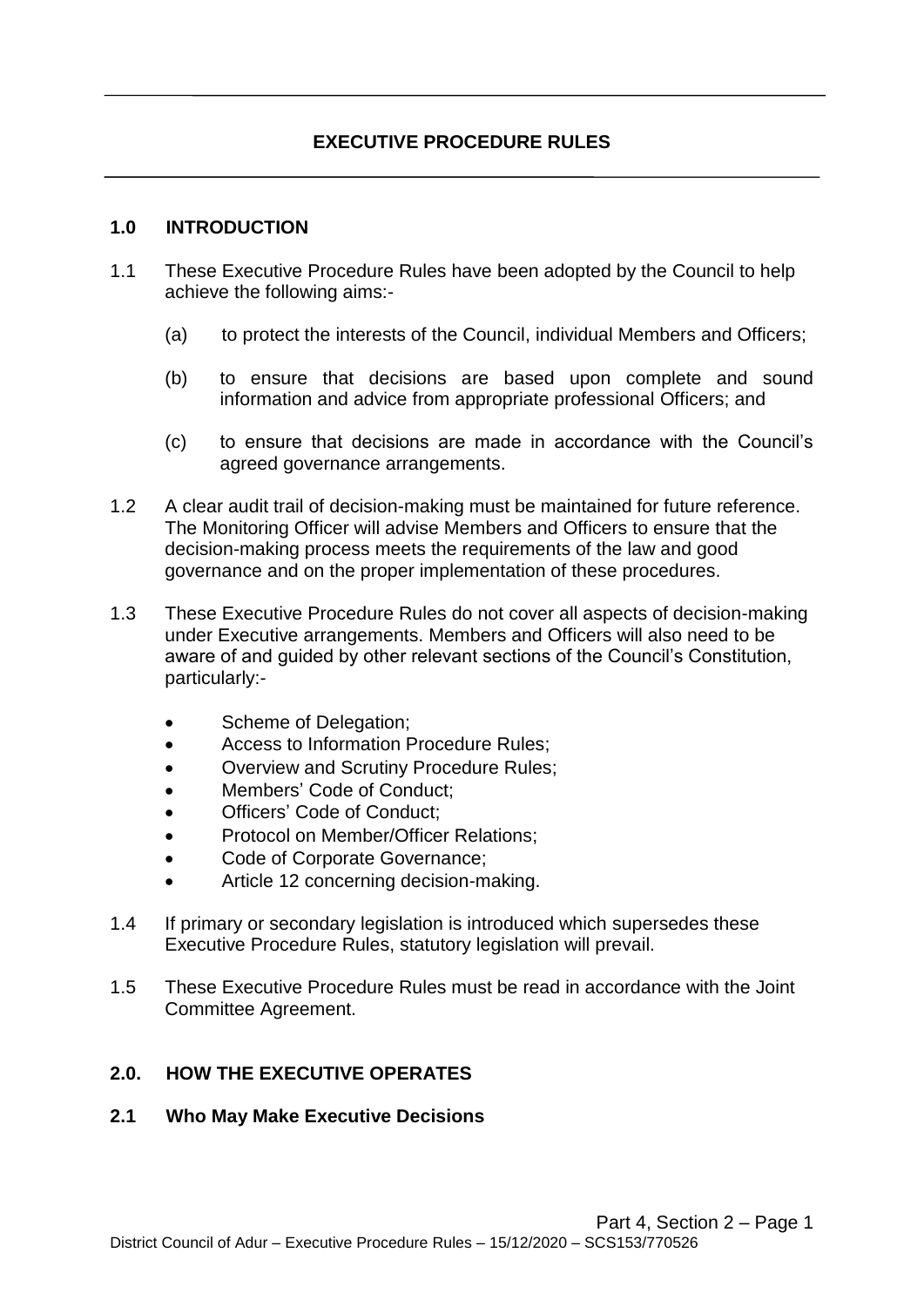# EXECUTIVE PROCEDURE RULES

## 1.0 INTRODUCTION

1.1 These Executive Procedure Rules have been adopted by the Council to help achieve the following aims:-

(a) to protect the interests of the Council, individual Members and Officers;

(b) to ensure that decisions are based upon complete and sound information and advice from appropriate professional Officers; and

(c) to ensure that decisions are made in accordance with the Council's agreed governance arrangements.

1.2 A clear audit trail of decision-making must be maintained for future reference. The Monitoring Officer will advise Members and Officers to ensure that the decision-making process meets the requirements of the law and good governance and on the proper implementation of these procedures.

1.3 These Executive Procedure Rules do not cover all aspects of decision-making under Executive arrangements. Members and Officers will also need to be aware of and guided by other relevant sections of the Council's Constitution, particularly:-

- Scheme of Delegation;
- Access to Information Procedure Rules;
- Overview and Scrutiny Procedure Rules;
- Members' Code of Conduct;
- Officers' Code of Conduct;
- Protocol on Member/Officer Relations;
- Code of Corporate Governance;
- Article 12 concerning decision-making.

1.4 If primary or secondary legislation is introduced which supersedes these Executive Procedure Rules, statutory legislation will prevail.

1.5 These Executive Procedure Rules must be read in accordance with the Joint Committee Agreement.

## 2.0. HOW THE EXECUTIVE OPERATES

### 2.1 Who May Make Executive Decisions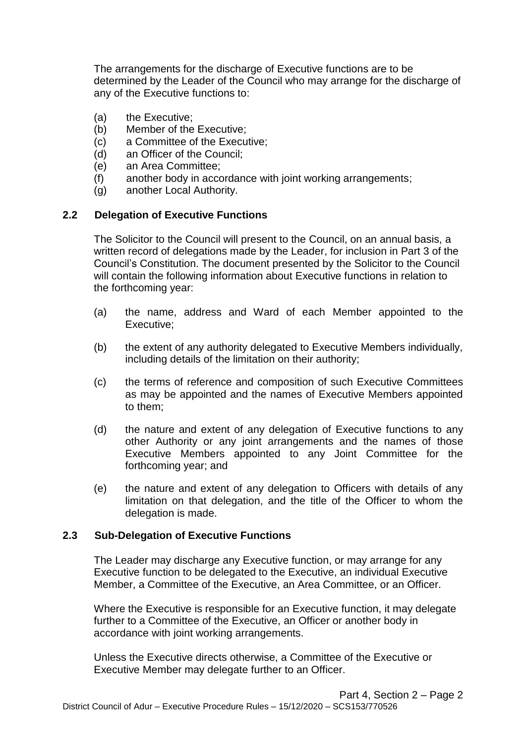The arrangements for the discharge of Executive functions are to be determined by the Leader of the Council who may arrange for the discharge of any of the Executive functions to:

(a) the Executive;
(b) Member of the Executive;
(c) a Committee of the Executive;
(d) an Officer of the Council;
(e) an Area Committee;
(f) another body in accordance with joint working arrangements;
(g) another Local Authority.

### 2.2 Delegation of Executive Functions

The Solicitor to the Council will present to the Council, on an annual basis, a written record of delegations made by the Leader, for inclusion in Part 3 of the Council's Constitution. The document presented by the Solicitor to the Council will contain the following information about Executive functions in relation to the forthcoming year:

(a) the name, address and Ward of each Member appointed to the Executive;

(b) the extent of any authority delegated to Executive Members individually, including details of the limitation on their authority;

(c) the terms of reference and composition of such Executive Committees as may be appointed and the names of Executive Members appointed to them;

(d) the nature and extent of any delegation of Executive functions to any other Authority or any joint arrangements and the names of those Executive Members appointed to any Joint Committee for the forthcoming year; and

(e) the nature and extent of any delegation to Officers with details of any limitation on that delegation, and the title of the Officer to whom the delegation is made.

### 2.3 Sub-Delegation of Executive Functions

The Leader may discharge any Executive function, or may arrange for any Executive function to be delegated to the Executive, an individual Executive Member, a Committee of the Executive, an Area Committee, or an Officer.

Where the Executive is responsible for an Executive function, it may delegate further to a Committee of the Executive, an Officer or another body in accordance with joint working arrangements.

Unless the Executive directs otherwise, a Committee of the Executive or Executive Member may delegate further to an Officer.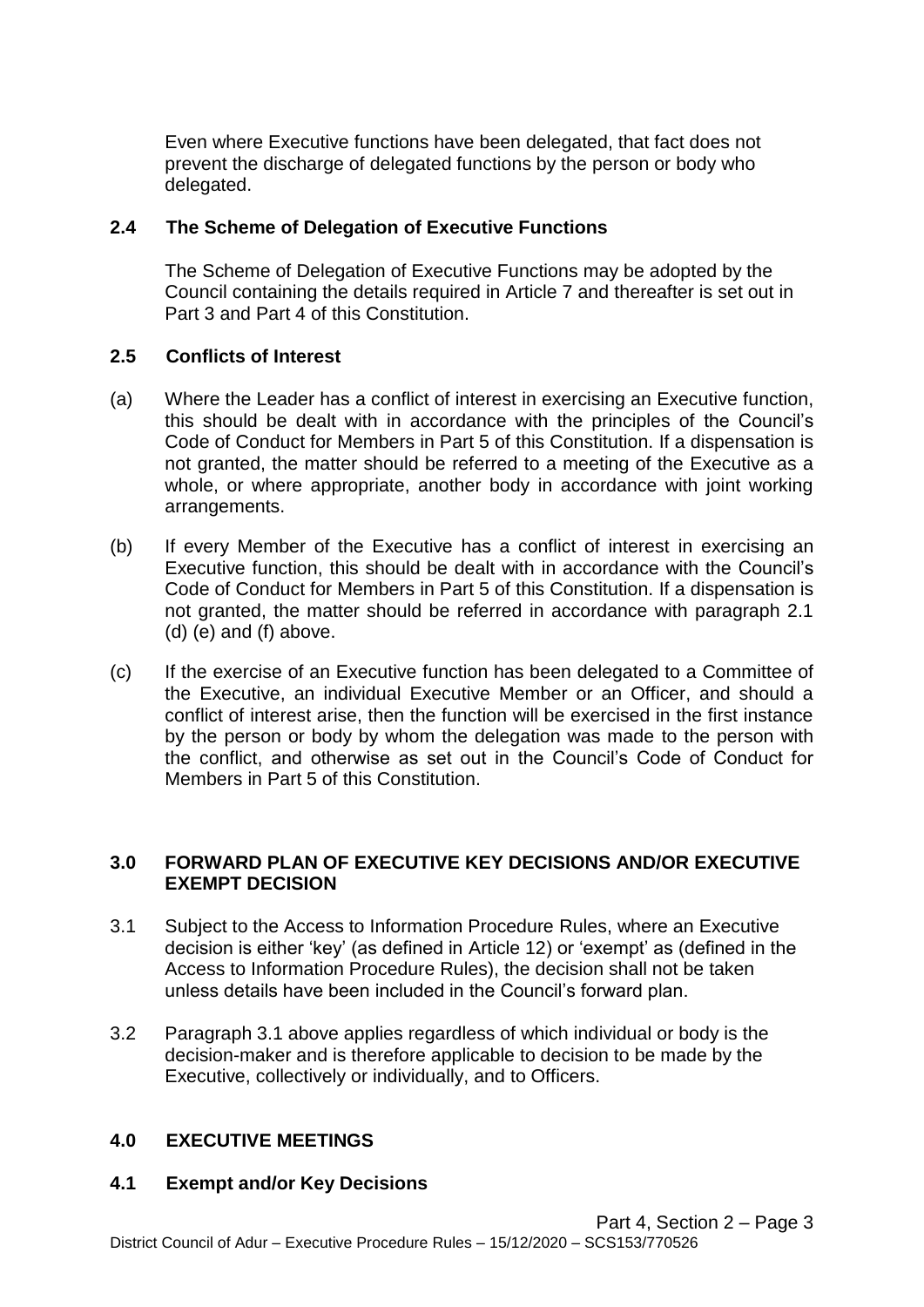Even where Executive functions have been delegated, that fact does not prevent the discharge of delegated functions by the person or body who delegated.

### 2.4 The Scheme of Delegation of Executive Functions

The Scheme of Delegation of Executive Functions may be adopted by the Council containing the details required in Article 7 and thereafter is set out in Part 3 and Part 4 of this Constitution.

### 2.5 Conflicts of Interest

(a) Where the Leader has a conflict of interest in exercising an Executive function, this should be dealt with in accordance with the principles of the Council's Code of Conduct for Members in Part 5 of this Constitution. If a dispensation is not granted, the matter should be referred to a meeting of the Executive as a whole, or where appropriate, another body in accordance with joint working arrangements.

(b) If every Member of the Executive has a conflict of interest in exercising an Executive function, this should be dealt with in accordance with the Council's Code of Conduct for Members in Part 5 of this Constitution. If a dispensation is not granted, the matter should be referred in accordance with paragraph 2.1 (d) (e) and (f) above.

(c) If the exercise of an Executive function has been delegated to a Committee of the Executive, an individual Executive Member or an Officer, and should a conflict of interest arise, then the function will be exercised in the first instance by the person or body by whom the delegation was made to the person with the conflict, and otherwise as set out in the Council's Code of Conduct for Members in Part 5 of this Constitution.

## 3.0 FORWARD PLAN OF EXECUTIVE KEY DECISIONS AND/OR EXECUTIVE EXEMPT DECISION

3.1 Subject to the Access to Information Procedure Rules, where an Executive decision is either 'key' (as defined in Article 12) or 'exempt' as (defined in the Access to Information Procedure Rules), the decision shall not be taken unless details have been included in the Council's forward plan.

3.2 Paragraph 3.1 above applies regardless of which individual or body is the decision-maker and is therefore applicable to decision to be made by the Executive, collectively or individually, and to Officers.

## 4.0 EXECUTIVE MEETINGS

### 4.1 Exempt and/or Key Decisions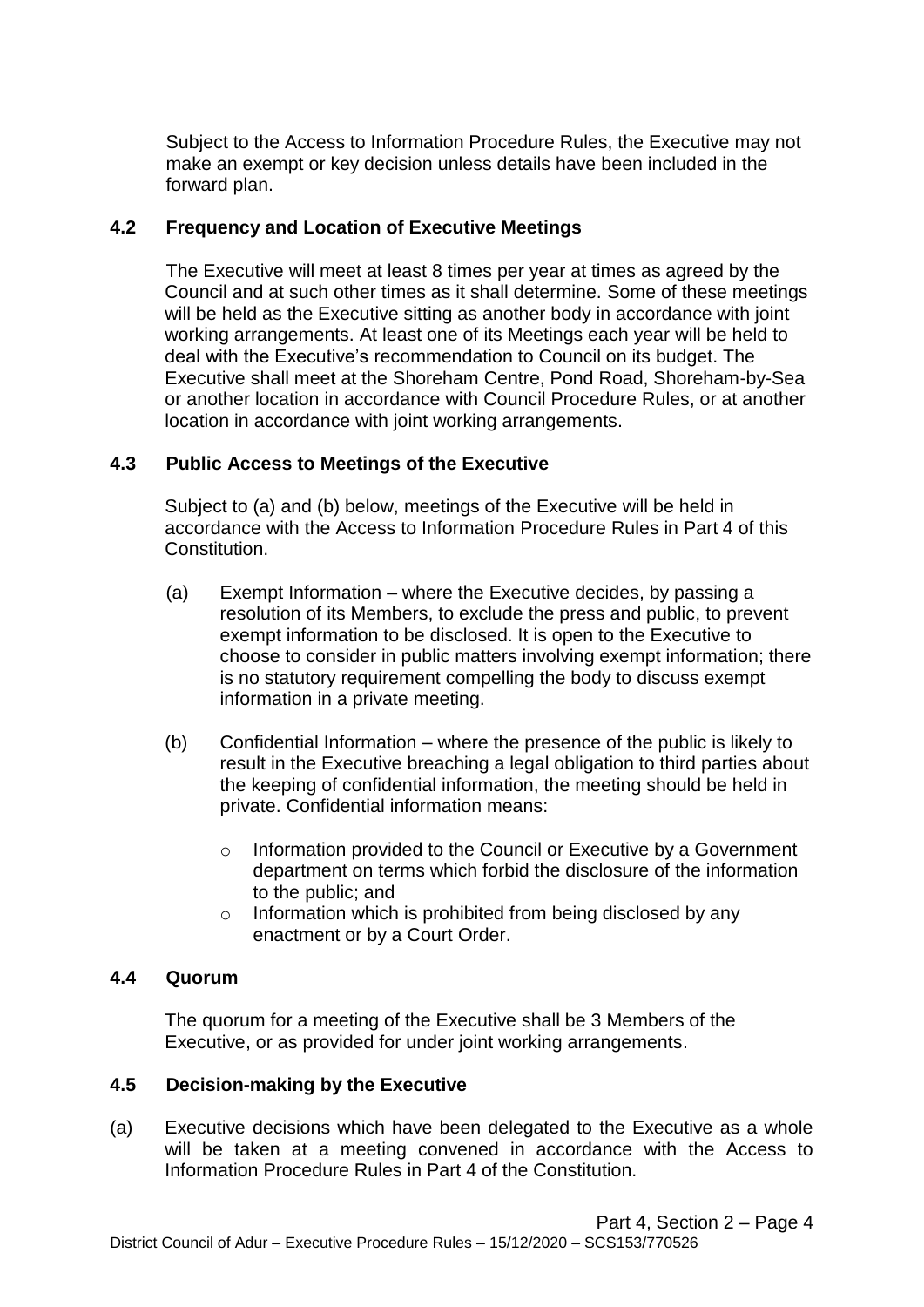Subject to the Access to Information Procedure Rules, the Executive may not make an exempt or key decision unless details have been included in the forward plan.

### 4.2 Frequency and Location of Executive Meetings

The Executive will meet at least 8 times per year at times as agreed by the Council and at such other times as it shall determine. Some of these meetings will be held as the Executive sitting as another body in accordance with joint working arrangements. At least one of its Meetings each year will be held to deal with the Executive's recommendation to Council on its budget. The Executive shall meet at the Shoreham Centre, Pond Road, Shoreham-by-Sea or another location in accordance with Council Procedure Rules, or at another location in accordance with joint working arrangements.

### 4.3 Public Access to Meetings of the Executive

Subject to (a) and (b) below, meetings of the Executive will be held in accordance with the Access to Information Procedure Rules in Part 4 of this Constitution.

(a) Exempt Information – where the Executive decides, by passing a resolution of its Members, to exclude the press and public, to prevent exempt information to be disclosed. It is open to the Executive to choose to consider in public matters involving exempt information; there is no statutory requirement compelling the body to discuss exempt information in a private meeting.

(b) Confidential Information – where the presence of the public is likely to result in the Executive breaching a legal obligation to third parties about the keeping of confidential information, the meeting should be held in private. Confidential information means:

- Information provided to the Council or Executive by a Government department on terms which forbid the disclosure of the information to the public; and
- Information which is prohibited from being disclosed by any enactment or by a Court Order.

### 4.4 Quorum

The quorum for a meeting of the Executive shall be 3 Members of the Executive, or as provided for under joint working arrangements.

### 4.5 Decision-making by the Executive

(a) Executive decisions which have been delegated to the Executive as a whole will be taken at a meeting convened in accordance with the Access to Information Procedure Rules in Part 4 of the Constitution.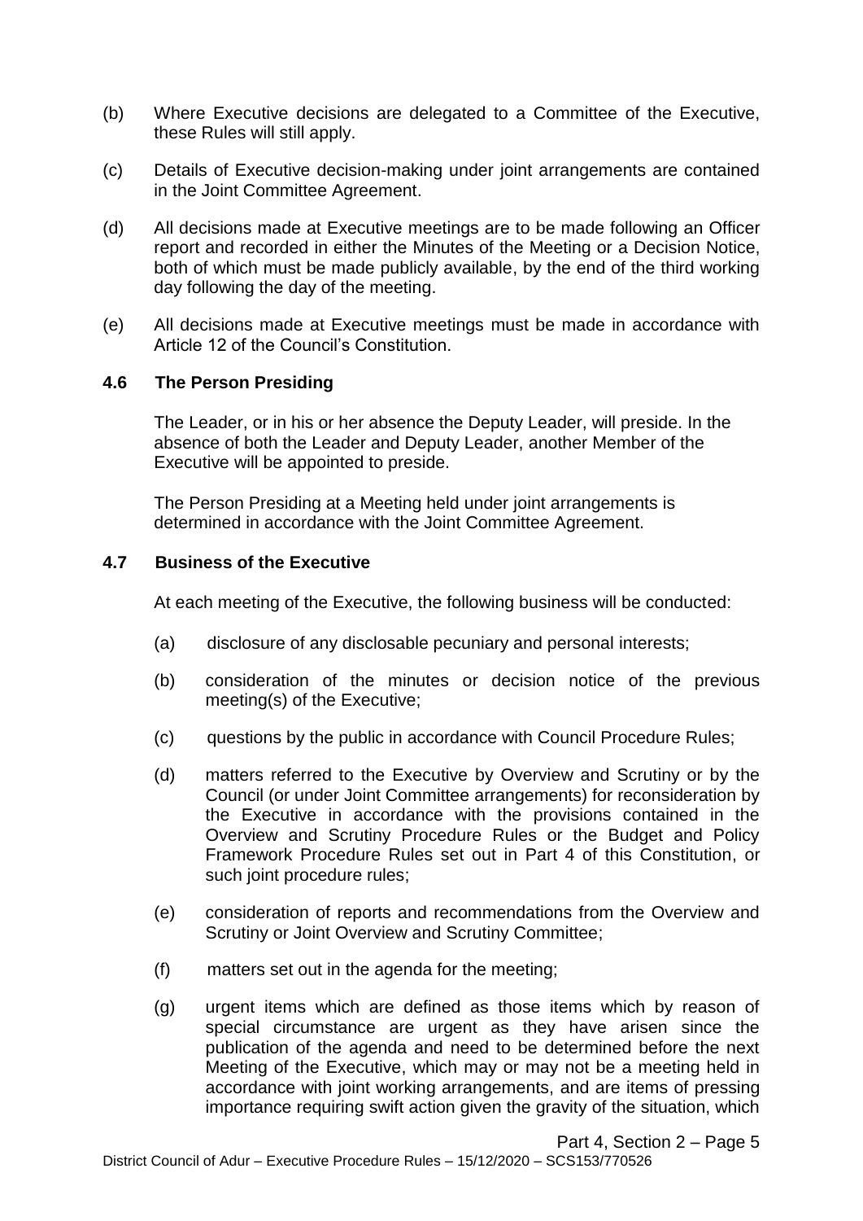(b) Where Executive decisions are delegated to a Committee of the Executive, these Rules will still apply.

(c) Details of Executive decision-making under joint arrangements are contained in the Joint Committee Agreement.

(d) All decisions made at Executive meetings are to be made following an Officer report and recorded in either the Minutes of the Meeting or a Decision Notice, both of which must be made publicly available, by the end of the third working day following the day of the meeting.

(e) All decisions made at Executive meetings must be made in accordance with Article 12 of the Council's Constitution.

### 4.6 The Person Presiding

The Leader, or in his or her absence the Deputy Leader, will preside. In the absence of both the Leader and Deputy Leader, another Member of the Executive will be appointed to preside.

The Person Presiding at a Meeting held under joint arrangements is determined in accordance with the Joint Committee Agreement.

### 4.7 Business of the Executive

At each meeting of the Executive, the following business will be conducted:

(a) disclosure of any disclosable pecuniary and personal interests;

(b) consideration of the minutes or decision notice of the previous meeting(s) of the Executive;

(c) questions by the public in accordance with Council Procedure Rules;

(d) matters referred to the Executive by Overview and Scrutiny or by the Council (or under Joint Committee arrangements) for reconsideration by the Executive in accordance with the provisions contained in the Overview and Scrutiny Procedure Rules or the Budget and Policy Framework Procedure Rules set out in Part 4 of this Constitution, or such joint procedure rules;

(e) consideration of reports and recommendations from the Overview and Scrutiny or Joint Overview and Scrutiny Committee;

(f) matters set out in the agenda for the meeting;

(g) urgent items which are defined as those items which by reason of special circumstance are urgent as they have arisen since the publication of the agenda and need to be determined before the next Meeting of the Executive, which may or may not be a meeting held in accordance with joint working arrangements, and are items of pressing importance requiring swift action given the gravity of the situation, which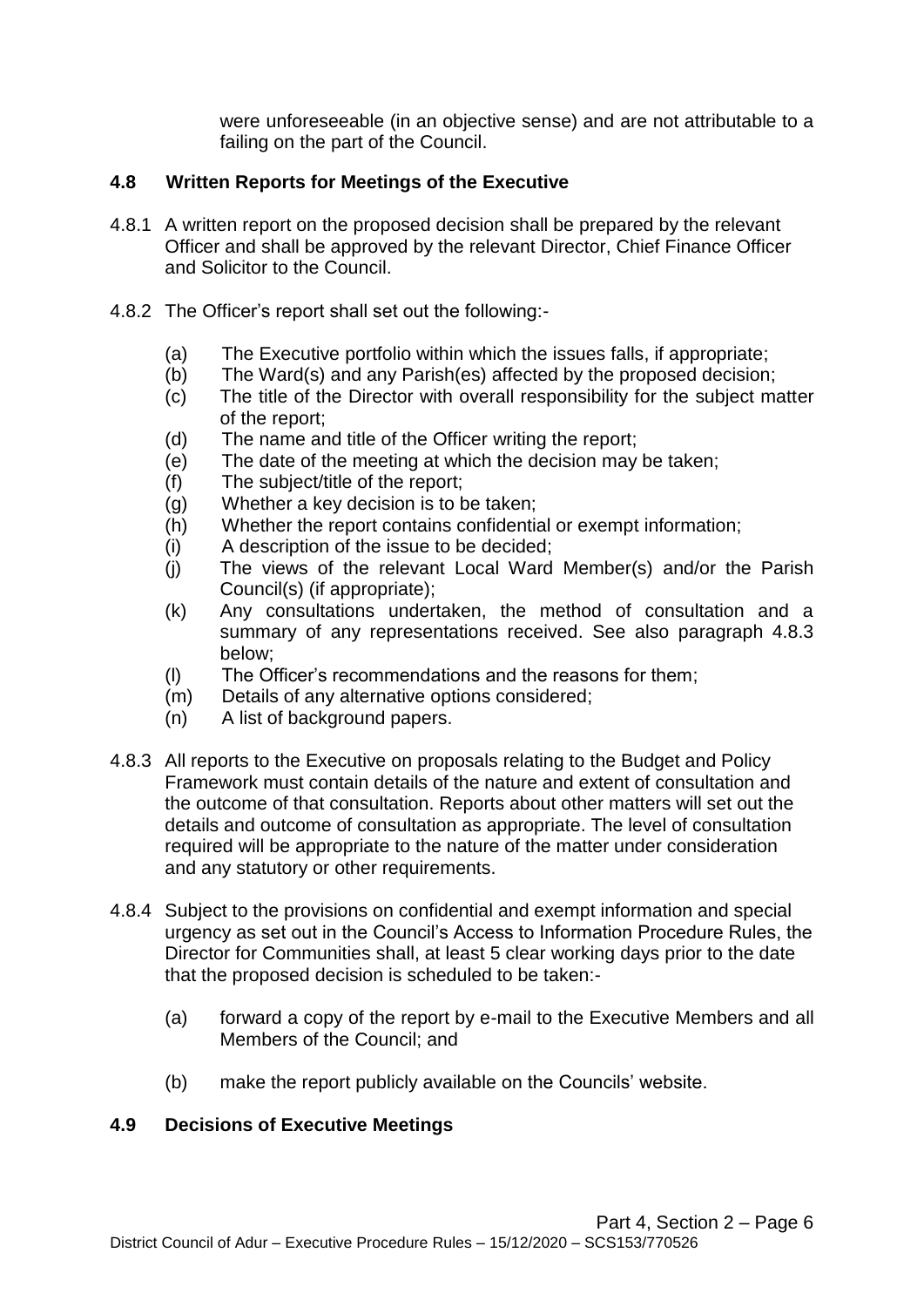were unforeseeable (in an objective sense) and are not attributable to a failing on the part of the Council.

### 4.8 Written Reports for Meetings of the Executive

4.8.1 A written report on the proposed decision shall be prepared by the relevant Officer and shall be approved by the relevant Director, Chief Finance Officer and Solicitor to the Council.

4.8.2 The Officer's report shall set out the following:-

- (a) The Executive portfolio within which the issues falls, if appropriate;
- (b) The Ward(s) and any Parish(es) affected by the proposed decision;
- (c) The title of the Director with overall responsibility for the subject matter of the report;
- (d) The name and title of the Officer writing the report;
- (e) The date of the meeting at which the decision may be taken;
- (f) The subject/title of the report;
- (g) Whether a key decision is to be taken;
- (h) Whether the report contains confidential or exempt information;
- (i) A description of the issue to be decided;
- (j) The views of the relevant Local Ward Member(s) and/or the Parish Council(s) (if appropriate);
- (k) Any consultations undertaken, the method of consultation and a summary of any representations received. See also paragraph 4.8.3 below;
- (l) The Officer's recommendations and the reasons for them;
- (m) Details of any alternative options considered;
- (n) A list of background papers.

4.8.3 All reports to the Executive on proposals relating to the Budget and Policy Framework must contain details of the nature and extent of consultation and the outcome of that consultation. Reports about other matters will set out the details and outcome of consultation as appropriate. The level of consultation required will be appropriate to the nature of the matter under consideration and any statutory or other requirements.

4.8.4 Subject to the provisions on confidential and exempt information and special urgency as set out in the Council's Access to Information Procedure Rules, the Director for Communities shall, at least 5 clear working days prior to the date that the proposed decision is scheduled to be taken:-

- (a) forward a copy of the report by e-mail to the Executive Members and all Members of the Council; and
- (b) make the report publicly available on the Councils' website.

### 4.9 Decisions of Executive Meetings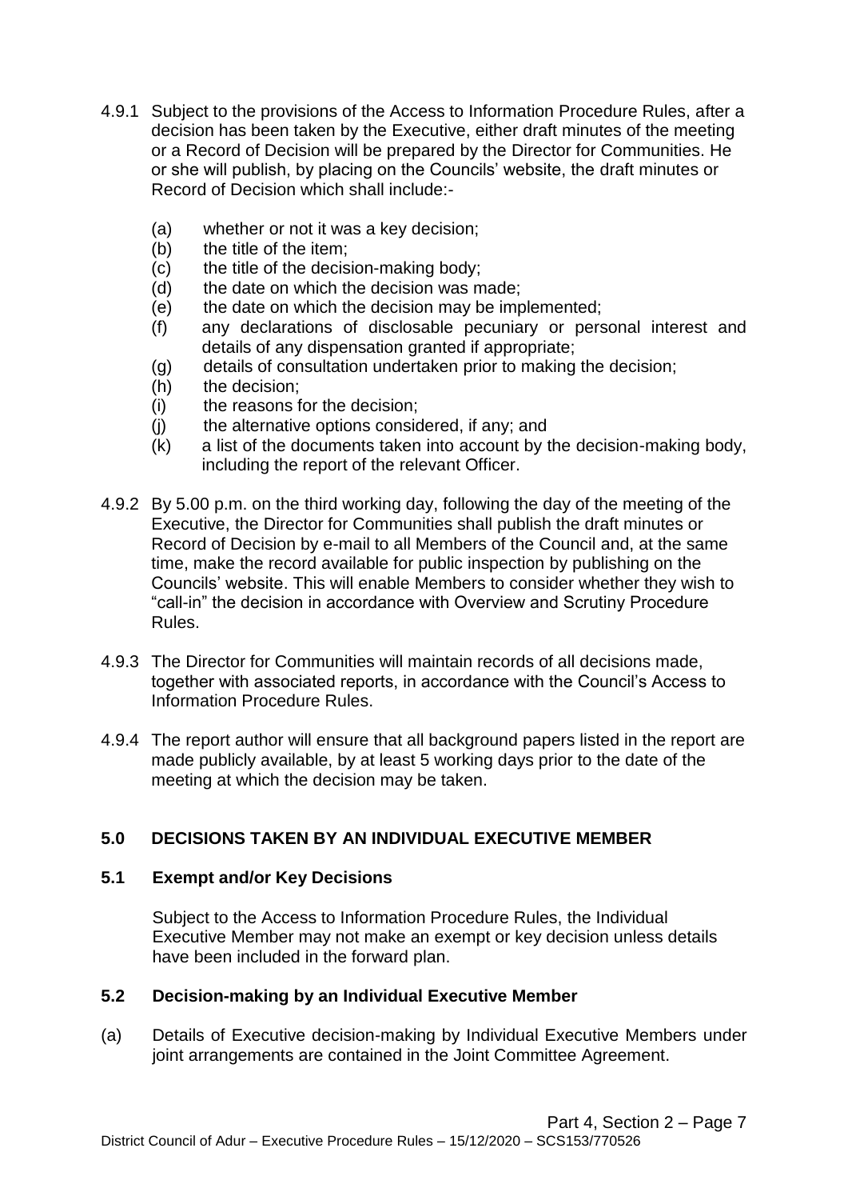4.9.1 Subject to the provisions of the Access to Information Procedure Rules, after a decision has been taken by the Executive, either draft minutes of the meeting or a Record of Decision will be prepared by the Director for Communities. He or she will publish, by placing on the Councils' website, the draft minutes or Record of Decision which shall include:-

(a) whether or not it was a key decision;
(b) the title of the item;
(c) the title of the decision-making body;
(d) the date on which the decision was made;
(e) the date on which the decision may be implemented;
(f) any declarations of disclosable pecuniary or personal interest and details of any dispensation granted if appropriate;
(g) details of consultation undertaken prior to making the decision;
(h) the decision;
(i) the reasons for the decision;
(j) the alternative options considered, if any; and
(k) a list of the documents taken into account by the decision-making body, including the report of the relevant Officer.

4.9.2 By 5.00 p.m. on the third working day, following the day of the meeting of the Executive, the Director for Communities shall publish the draft minutes or Record of Decision by e-mail to all Members of the Council and, at the same time, make the record available for public inspection by publishing on the Councils' website. This will enable Members to consider whether they wish to "call-in" the decision in accordance with Overview and Scrutiny Procedure Rules.

4.9.3 The Director for Communities will maintain records of all decisions made, together with associated reports, in accordance with the Council's Access to Information Procedure Rules.

4.9.4 The report author will ensure that all background papers listed in the report are made publicly available, by at least 5 working days prior to the date of the meeting at which the decision may be taken.

## 5.0 DECISIONS TAKEN BY AN INDIVIDUAL EXECUTIVE MEMBER

### 5.1 Exempt and/or Key Decisions

Subject to the Access to Information Procedure Rules, the Individual Executive Member may not make an exempt or key decision unless details have been included in the forward plan.

### 5.2 Decision-making by an Individual Executive Member

(a) Details of Executive decision-making by Individual Executive Members under joint arrangements are contained in the Joint Committee Agreement.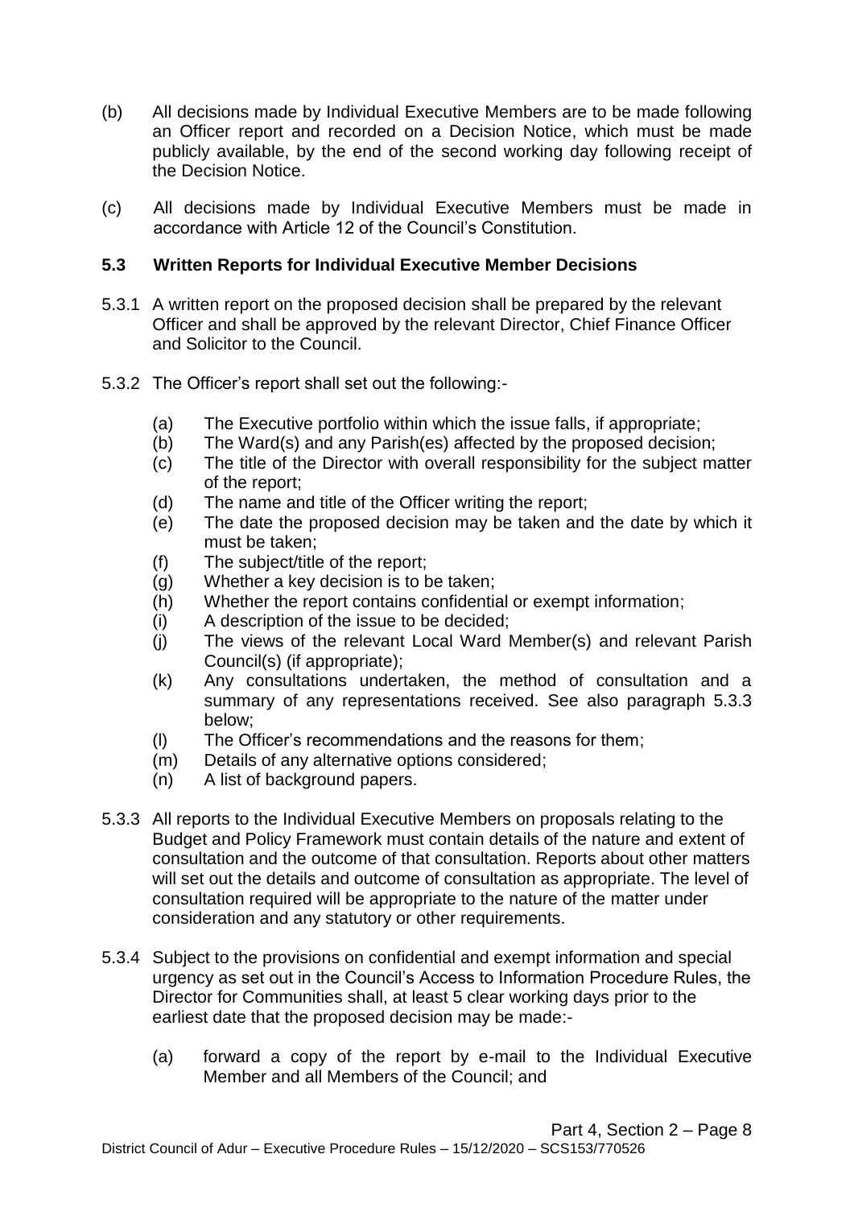(b) All decisions made by Individual Executive Members are to be made following an Officer report and recorded on a Decision Notice, which must be made publicly available, by the end of the second working day following receipt of the Decision Notice.

(c) All decisions made by Individual Executive Members must be made in accordance with Article 12 of the Council's Constitution.

### 5.3 Written Reports for Individual Executive Member Decisions

5.3.1 A written report on the proposed decision shall be prepared by the relevant Officer and shall be approved by the relevant Director, Chief Finance Officer and Solicitor to the Council.

5.3.2 The Officer's report shall set out the following:-

- (a) The Executive portfolio within which the issue falls, if appropriate;
- (b) The Ward(s) and any Parish(es) affected by the proposed decision;
- (c) The title of the Director with overall responsibility for the subject matter of the report;
- (d) The name and title of the Officer writing the report;
- (e) The date the proposed decision may be taken and the date by which it must be taken;
- (f) The subject/title of the report;
- (g) Whether a key decision is to be taken;
- (h) Whether the report contains confidential or exempt information;
- (i) A description of the issue to be decided;
- (j) The views of the relevant Local Ward Member(s) and relevant Parish Council(s) (if appropriate);
- (k) Any consultations undertaken, the method of consultation and a summary of any representations received. See also paragraph 5.3.3 below;
- (l) The Officer's recommendations and the reasons for them;
- (m) Details of any alternative options considered;
- (n) A list of background papers.

5.3.3 All reports to the Individual Executive Members on proposals relating to the Budget and Policy Framework must contain details of the nature and extent of consultation and the outcome of that consultation. Reports about other matters will set out the details and outcome of consultation as appropriate. The level of consultation required will be appropriate to the nature of the matter under consideration and any statutory or other requirements.

5.3.4 Subject to the provisions on confidential and exempt information and special urgency as set out in the Council's Access to Information Procedure Rules, the Director for Communities shall, at least 5 clear working days prior to the earliest date that the proposed decision may be made:-

- (a) forward a copy of the report by e-mail to the Individual Executive Member and all Members of the Council; and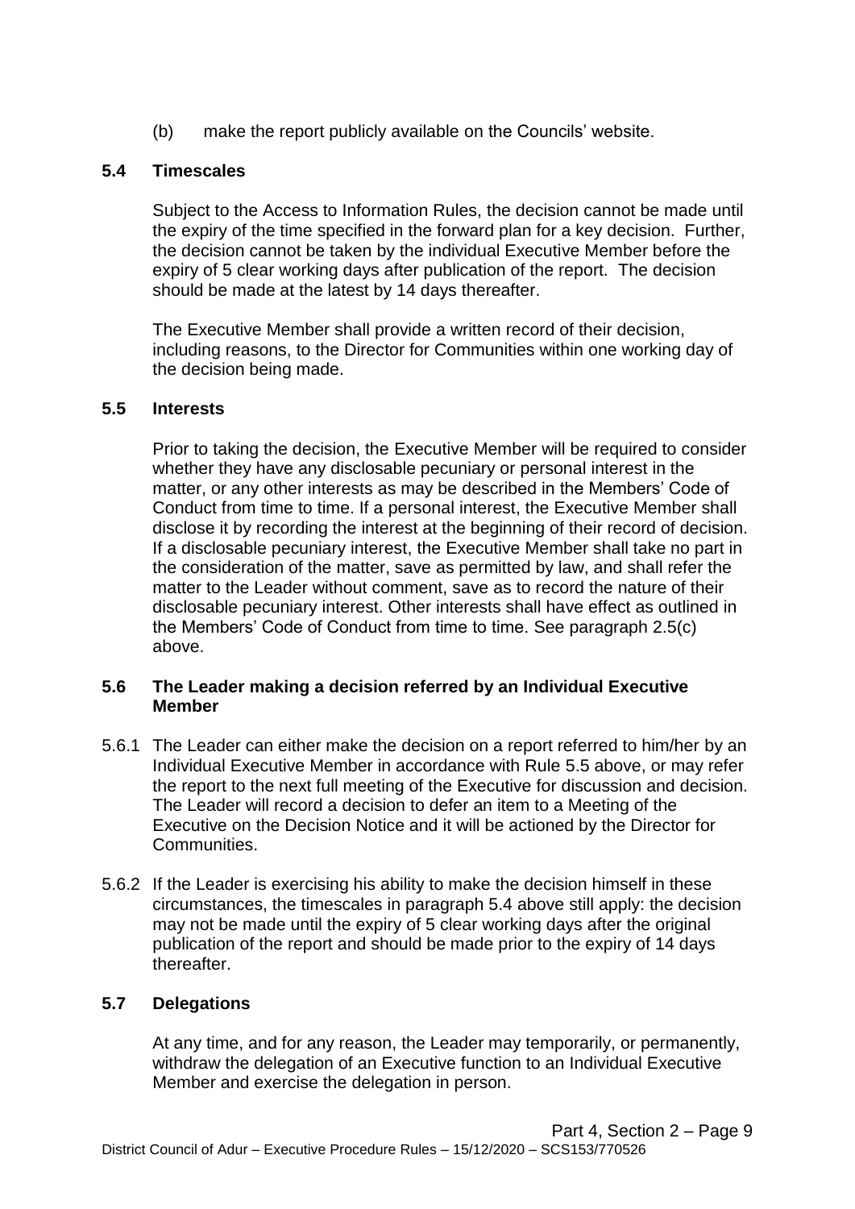(b) make the report publicly available on the Councils' website.

### 5.4 Timescales

Subject to the Access to Information Rules, the decision cannot be made until the expiry of the time specified in the forward plan for a key decision. Further, the decision cannot be taken by the individual Executive Member before the expiry of 5 clear working days after publication of the report. The decision should be made at the latest by 14 days thereafter.

The Executive Member shall provide a written record of their decision, including reasons, to the Director for Communities within one working day of the decision being made.

### 5.5 Interests

Prior to taking the decision, the Executive Member will be required to consider whether they have any disclosable pecuniary or personal interest in the matter, or any other interests as may be described in the Members' Code of Conduct from time to time. If a personal interest, the Executive Member shall disclose it by recording the interest at the beginning of their record of decision. If a disclosable pecuniary interest, the Executive Member shall take no part in the consideration of the matter, save as permitted by law, and shall refer the matter to the Leader without comment, save as to record the nature of their disclosable pecuniary interest. Other interests shall have effect as outlined in the Members' Code of Conduct from time to time. See paragraph 2.5(c) above.

### 5.6 The Leader making a decision referred by an Individual Executive Member

5.6.1 The Leader can either make the decision on a report referred to him/her by an Individual Executive Member in accordance with Rule 5.5 above, or may refer the report to the next full meeting of the Executive for discussion and decision. The Leader will record a decision to defer an item to a Meeting of the Executive on the Decision Notice and it will be actioned by the Director for Communities.

5.6.2 If the Leader is exercising his ability to make the decision himself in these circumstances, the timescales in paragraph 5.4 above still apply: the decision may not be made until the expiry of 5 clear working days after the original publication of the report and should be made prior to the expiry of 14 days thereafter.

### 5.7 Delegations

At any time, and for any reason, the Leader may temporarily, or permanently, withdraw the delegation of an Executive function to an Individual Executive Member and exercise the delegation in person.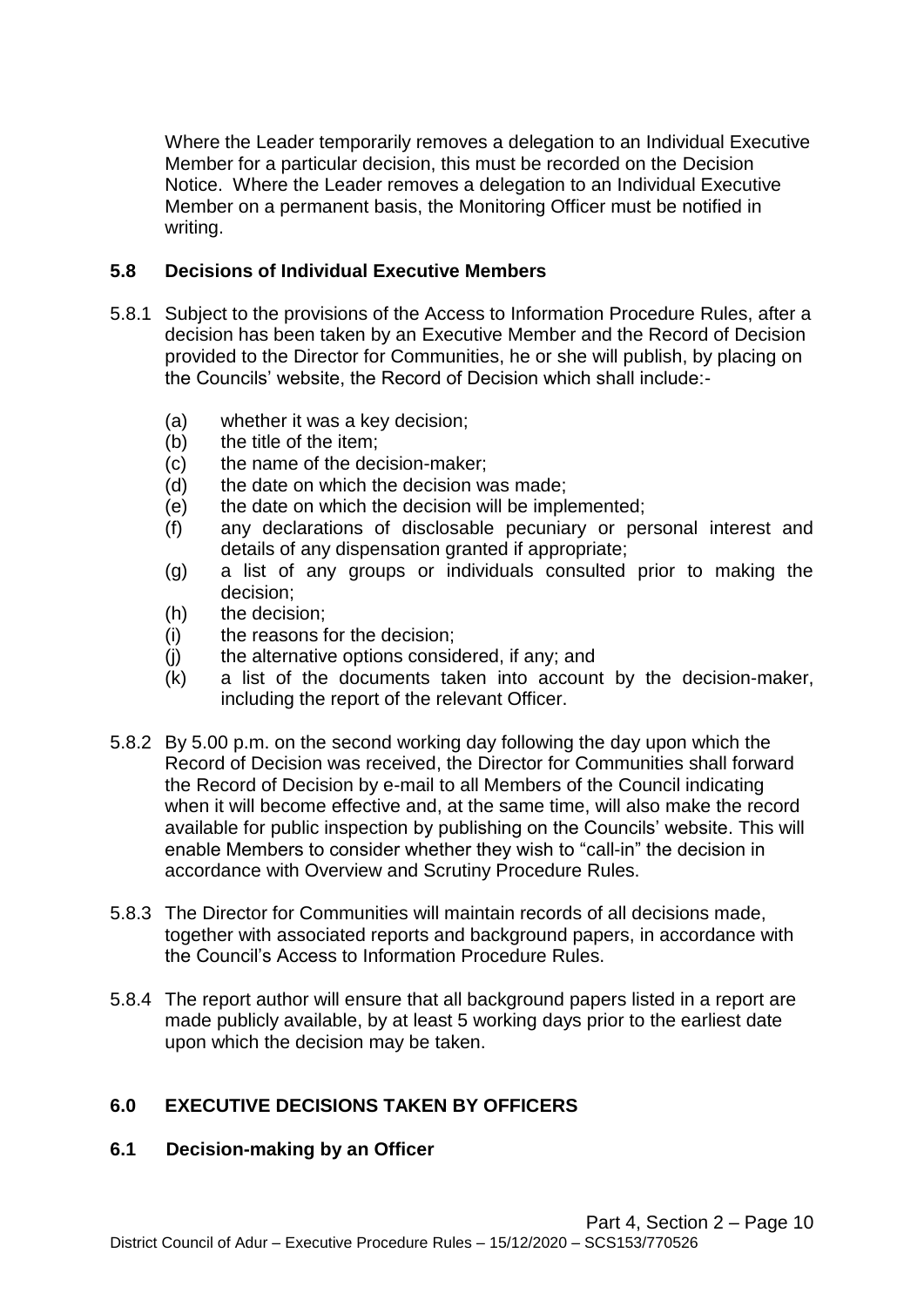Where the Leader temporarily removes a delegation to an Individual Executive Member for a particular decision, this must be recorded on the Decision Notice. Where the Leader removes a delegation to an Individual Executive Member on a permanent basis, the Monitoring Officer must be notified in writing.

### 5.8 Decisions of Individual Executive Members

5.8.1 Subject to the provisions of the Access to Information Procedure Rules, after a decision has been taken by an Executive Member and the Record of Decision provided to the Director for Communities, he or she will publish, by placing on the Councils' website, the Record of Decision which shall include:-

- (a) whether it was a key decision;
- (b) the title of the item;
- (c) the name of the decision-maker;
- (d) the date on which the decision was made;
- (e) the date on which the decision will be implemented;
- (f) any declarations of disclosable pecuniary or personal interest and details of any dispensation granted if appropriate;
- (g) a list of any groups or individuals consulted prior to making the decision;
- (h) the decision;
- (i) the reasons for the decision;
- (j) the alternative options considered, if any; and
- (k) a list of the documents taken into account by the decision-maker, including the report of the relevant Officer.

5.8.2 By 5.00 p.m. on the second working day following the day upon which the Record of Decision was received, the Director for Communities shall forward the Record of Decision by e-mail to all Members of the Council indicating when it will become effective and, at the same time, will also make the record available for public inspection by publishing on the Councils' website. This will enable Members to consider whether they wish to "call-in" the decision in accordance with Overview and Scrutiny Procedure Rules.

5.8.3 The Director for Communities will maintain records of all decisions made, together with associated reports and background papers, in accordance with the Council's Access to Information Procedure Rules.

5.8.4 The report author will ensure that all background papers listed in a report are made publicly available, by at least 5 working days prior to the earliest date upon which the decision may be taken.

## 6.0 EXECUTIVE DECISIONS TAKEN BY OFFICERS

### 6.1 Decision-making by an Officer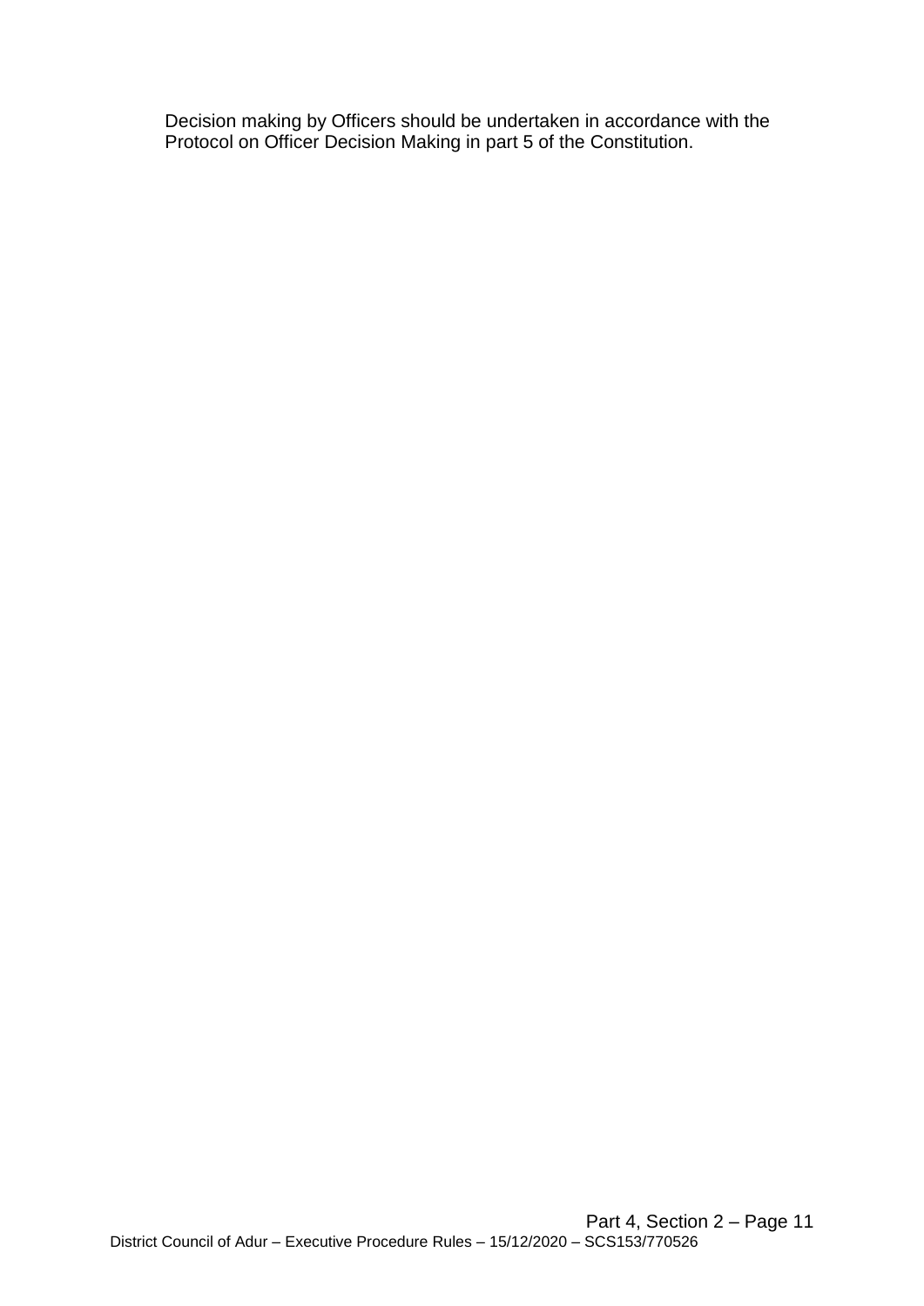Decision making by Officers should be undertaken in accordance with the Protocol on Officer Decision Making in part 5 of the Constitution.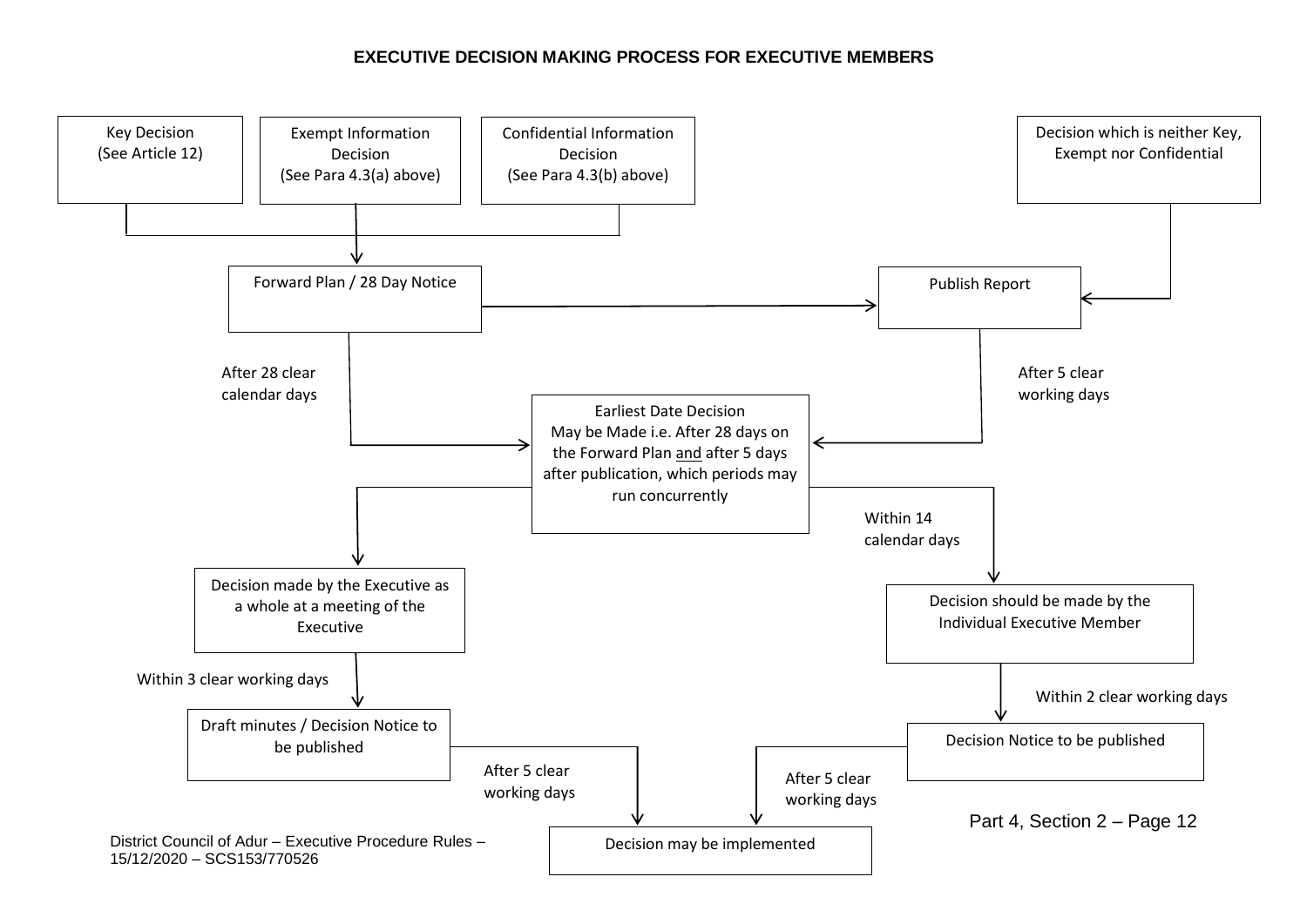# EXECUTIVE DECISION MAKING PROCESS FOR EXECUTIVE MEMBERS

Key Decision
(See Article 12)

Exempt Information Decision
(See Para 4.3(a) above)

Confidential Information Decision
(See Para 4.3(b) above)

Decision which is neither Key, Exempt nor Confidential

Forward Plan / 28 Day Notice

Publish Report

After 28 clear calendar days

After 5 clear working days

Earliest Date Decision May be Made i.e. After 28 days on the Forward Plan <u>and</u> after 5 days after publication, which periods may run concurrently

Within 14 calendar days

Decision made by the Executive as a whole at a meeting of the Executive

Decision should be made by the Individual Executive Member

Within 3 clear working days

Within 2 clear working days

Draft minutes / Decision Notice to be published

Decision Notice to be published

After 5 clear working days

After 5 clear working days

Decision may be implemented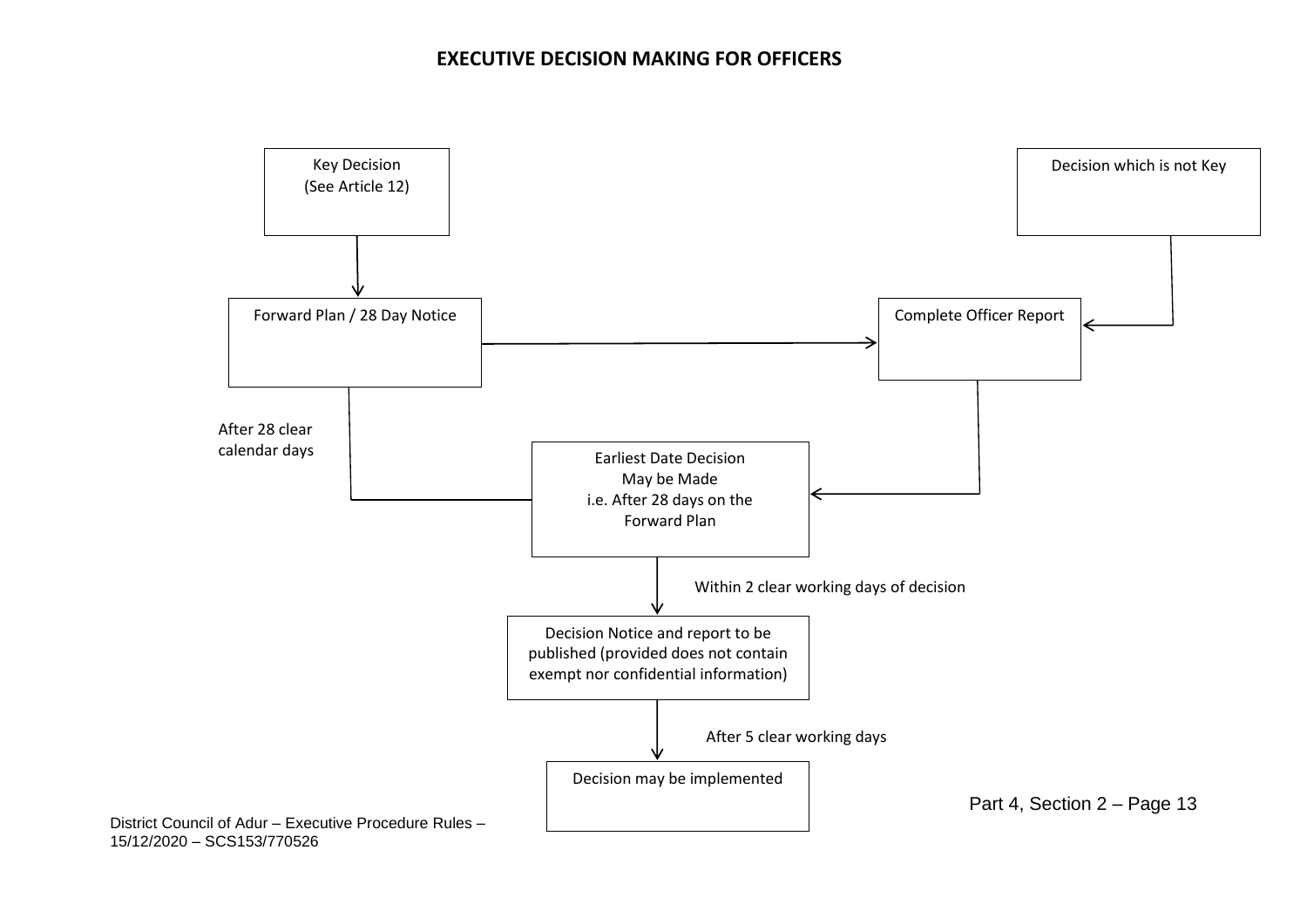# EXECUTIVE DECISION MAKING FOR OFFICERS

Key Decision
(See Article 12)

Decision which is not Key

Forward Plan / 28 Day Notice

Complete Officer Report

After 28 clear
calendar days

Earliest Date Decision
May be Made
i.e. After 28 days on the
Forward Plan

Within 2 clear working days of decision

Decision Notice and report to be
published (provided does not contain
exempt nor confidential information)

After 5 clear working days

Decision may be implemented